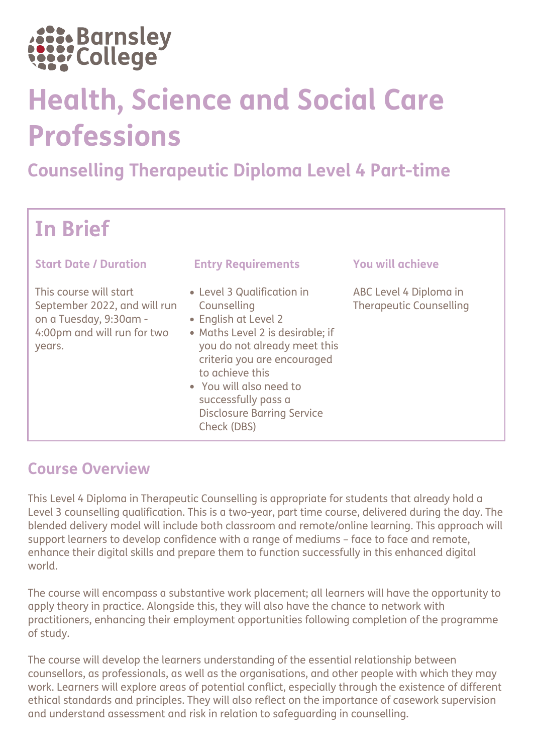Barnsley College

# Health, Science and Social Care Professions

## Counselling Therapeutic Diploma Level 4 Part-time

## In Brief

### Start Date / Duration

This course will start September 2022, and will run on a Tuesday, 9:30am - 4:00pm and will run for two years.

### Entry Requirements

- Level 3 Qualification in Counselling
- English at Level 2
- Maths Level 2 is desirable; if you do not already meet this criteria you are encouraged to achieve this
- You will also need to successfully pass a Disclosure Barring Service Check (DBS)

### You will achieve

ABC Level 4 Diploma in Therapeutic Counselling

## Course Overview

This Level 4 Diploma in Therapeutic Counselling is appropriate for students that already hold a Level 3 counselling qualification. This is a two-year, part time course, delivered during the day. The blended delivery model will include both classroom and remote/online learning. This approach will support learners to develop confidence with a range of mediums – face to face and remote, enhance their digital skills and prepare them to function successfully in this enhanced digital world.

The course will encompass a substantive work placement; all learners will have the opportunity to apply theory in practice. Alongside this, they will also have the chance to network with practitioners, enhancing their employment opportunities following completion of the programme of study.

The course will develop the learners understanding of the essential relationship between counsellors, as professionals, as well as the organisations, and other people with which they may work. Learners will explore areas of potential conflict, especially through the existence of different ethical standards and principles. They will also reflect on the importance of casework supervision and understand assessment and risk in relation to safeguarding in counselling.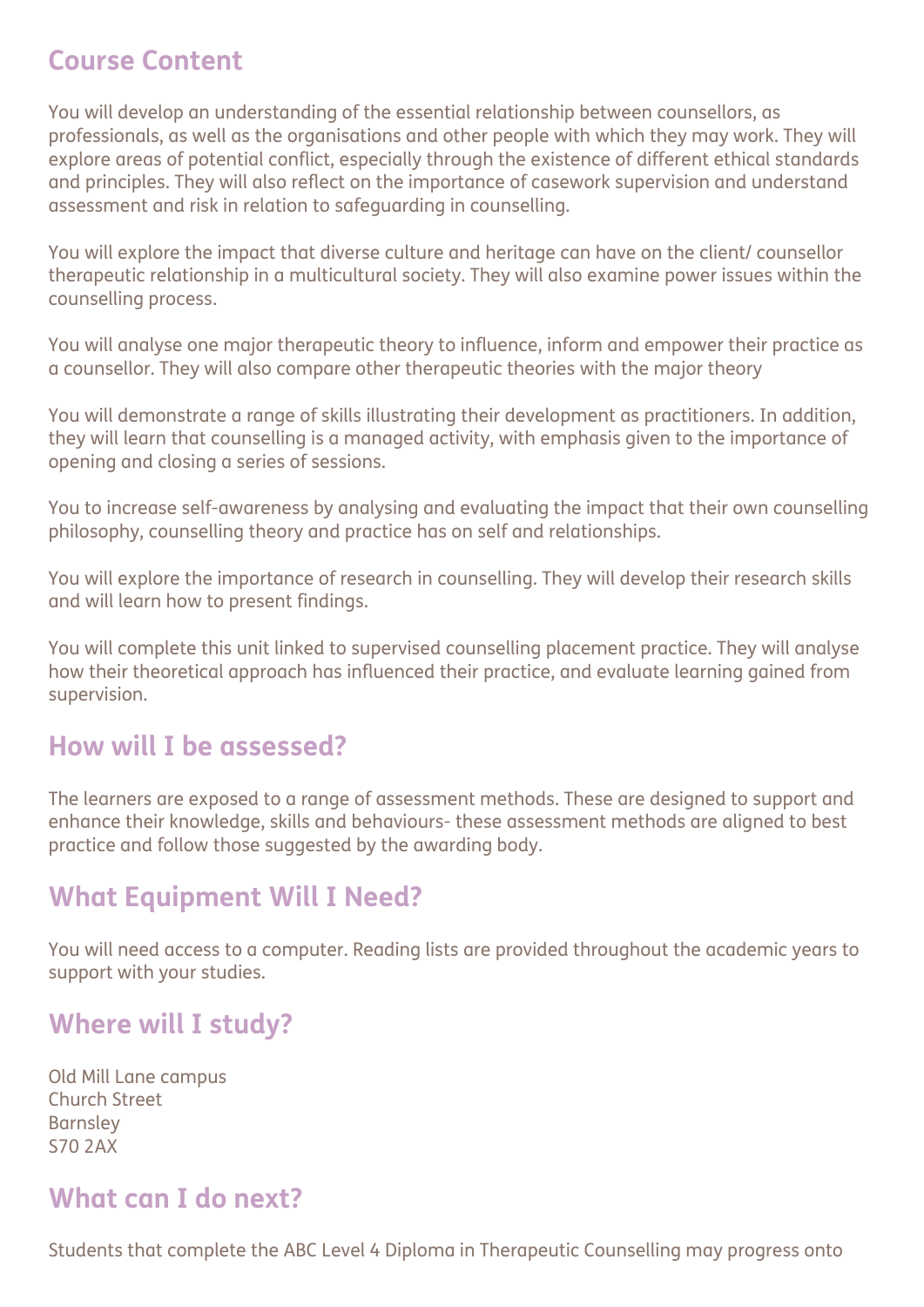## Course Content

You will develop an understanding of the essential relationship between counsellors, as professionals, as well as the organisations and other people with which they may work. They will explore areas of potential conflict, especially through the existence of different ethical standards and principles. They will also reflect on the importance of casework supervision and understand assessment and risk in relation to safeguarding in counselling.

You will explore the impact that diverse culture and heritage can have on the client/ counsellor therapeutic relationship in a multicultural society. They will also examine power issues within the counselling process.

You will analyse one major therapeutic theory to influence, inform and empower their practice as a counsellor. They will also compare other therapeutic theories with the major theory

You will demonstrate a range of skills illustrating their development as practitioners. In addition, they will learn that counselling is a managed activity, with emphasis given to the importance of opening and closing a series of sessions.

You to increase self-awareness by analysing and evaluating the impact that their own counselling philosophy, counselling theory and practice has on self and relationships.

You will explore the importance of research in counselling. They will develop their research skills and will learn how to present findings.

You will complete this unit linked to supervised counselling placement practice. They will analyse how their theoretical approach has influenced their practice, and evaluate learning gained from supervision.

## How will I be assessed?

The learners are exposed to a range of assessment methods. These are designed to support and enhance their knowledge, skills and behaviours- these assessment methods are aligned to best practice and follow those suggested by the awarding body.

## What Equipment Will I Need?

You will need access to a computer. Reading lists are provided throughout the academic years to support with your studies.

## Where will I study?

Old Mill Lane campus
Church Street
Barnsley
S70 2AX

## What can I do next?

Students that complete the ABC Level 4 Diploma in Therapeutic Counselling may progress onto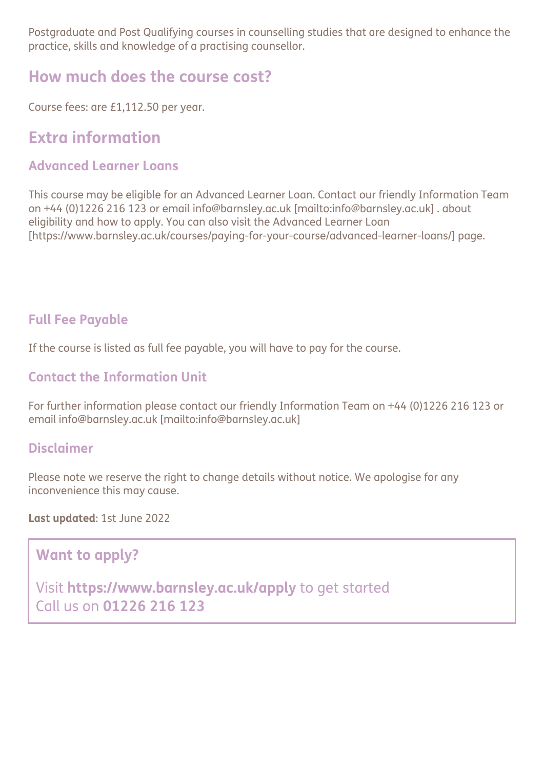Postgraduate and Post Qualifying courses in counselling studies that are designed to enhance the practice, skills and knowledge of a practising counsellor.

## How much does the course cost?

Course fees: are £1,112.50 per year.

## Extra information

### Advanced Learner Loans

This course may be eligible for an Advanced Learner Loan. Contact our friendly Information Team on +44 (0)1226 216 123 or email info@barnsley.ac.uk [mailto:info@barnsley.ac.uk] . about eligibility and how to apply. You can also visit the Advanced Learner Loan [https://www.barnsley.ac.uk/courses/paying-for-your-course/advanced-learner-loans/] page.

### Full Fee Payable

If the course is listed as full fee payable, you will have to pay for the course.

### Contact the Information Unit

For further information please contact our friendly Information Team on +44 (0)1226 216 123 or email info@barnsley.ac.uk [mailto:info@barnsley.ac.uk]

### Disclaimer

Please note we reserve the right to change details without notice. We apologise for any inconvenience this may cause.

**Last updated**: 1st June 2022

### Want to apply?

Visit **https://www.barnsley.ac.uk/apply** to get started
Call us on **01226 216 123**